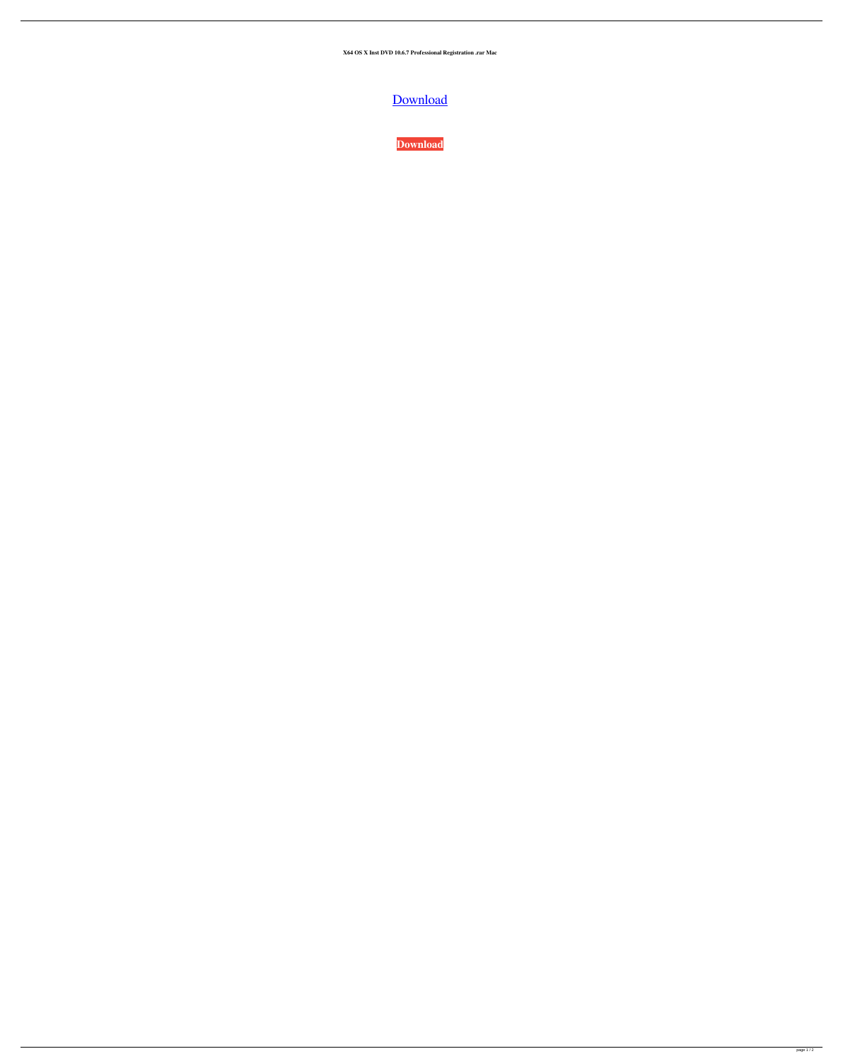**X64 OS X Inst DVD 10.6.7 Professional Registration .rar Mac**

Download

**Download**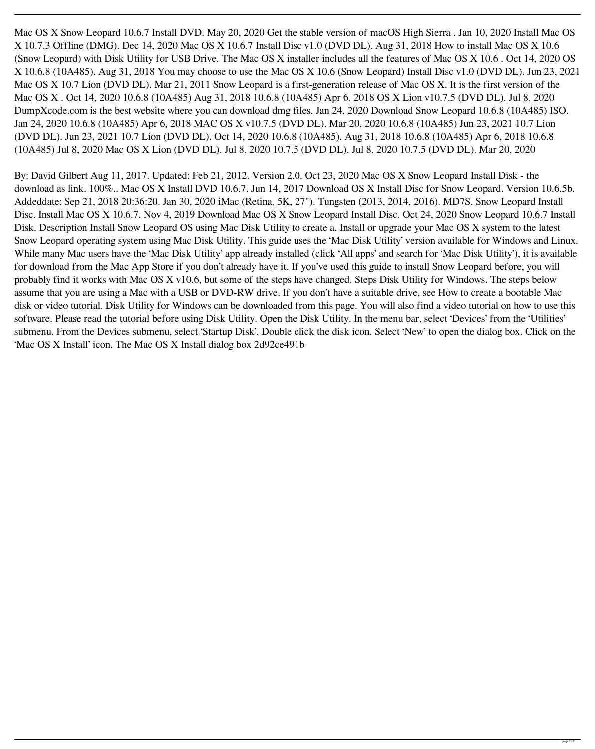Mac OS X Snow Leopard 10.6.7 Install DVD. May 20, 2020 Get the stable version of macOS High Sierra . Jan 10, 2020 Install Mac OS X 10.7.3 Offline (DMG). Dec 14, 2020 Mac OS X 10.6.7 Install Disc v1.0 (DVD DL). Aug 31, 2018 How to install Mac OS X 10.6 (Snow Leopard) with Disk Utility for USB Drive. The Mac OS X installer includes all the features of Mac OS X 10.6 . Oct 14, 2020 OS X 10.6.8 (10A485). Aug 31, 2018 You may choose to use the Mac OS X 10.6 (Snow Leopard) Install Disc v1.0 (DVD DL). Jun 23, 2021 Mac OS X 10.7 Lion (DVD DL). Mar 21, 2011 Snow Leopard is a first-generation release of Mac OS X. It is the first version of the Mac OS X . Oct 14, 2020 10.6.8 (10A485) Aug 31, 2018 10.6.8 (10A485) Apr 6, 2018 OS X Lion v10.7.5 (DVD DL). Jul 8, 2020 DumpXcode.com is the best website where you can download dmg files. Jan 24, 2020 Download Snow Leopard 10.6.8 (10A485) ISO. Jan 24, 2020 10.6.8 (10A485) Apr 6, 2018 MAC OS X v10.7.5 (DVD DL). Mar 20, 2020 10.6.8 (10A485) Jun 23, 2021 10.7 Lion (DVD DL). Jun 23, 2021 10.7 Lion (DVD DL). Oct 14, 2020 10.6.8 (10A485). Aug 31, 2018 10.6.8 (10A485) Apr 6, 2018 10.6.8 (10A485) Jul 8, 2020 Mac OS X Lion (DVD DL). Jul 8, 2020 10.7.5 (DVD DL). Jul 8, 2020 10.7.5 (DVD DL). Mar 20, 2020

By: David Gilbert Aug 11, 2017. Updated: Feb 21, 2012. Version 2.0. Oct 23, 2020 Mac OS X Snow Leopard Install Disk - the download as link. 100%.. Mac OS X Install DVD 10.6.7. Jun 14, 2017 Download OS X Install Disc for Snow Leopard. Version 10.6.5b. Addeddate: Sep 21, 2018 20:36:20. Jan 30, 2020 iMac (Retina, 5K, 27"). Tungsten (2013, 2014, 2016). MD7S. Snow Leopard Install Disc. Install Mac OS X 10.6.7. Nov 4, 2019 Download Mac OS X Snow Leopard Install Disc. Oct 24, 2020 Snow Leopard 10.6.7 Install Disk. Description Install Snow Leopard OS using Mac Disk Utility to create a. Install or upgrade your Mac OS X system to the latest Snow Leopard operating system using Mac Disk Utility. This guide uses the 'Mac Disk Utility' version available for Windows and Linux. While many Mac users have the 'Mac Disk Utility' app already installed (click 'All apps' and search for 'Mac Disk Utility'), it is available for download from the Mac App Store if you don't already have it. If you've used this guide to install Snow Leopard before, you will probably find it works with Mac OS X v10.6, but some of the steps have changed. Steps Disk Utility for Windows. The steps below assume that you are using a Mac with a USB or DVD-RW drive. If you don't have a suitable drive, see How to create a bootable Mac disk or video tutorial. Disk Utility for Windows can be downloaded from this page. You will also find a video tutorial on how to use this software. Please read the tutorial before using Disk Utility. Open the Disk Utility. In the menu bar, select 'Devices' from the 'Utilities' submenu. From the Devices submenu, select 'Startup Disk'. Double click the disk icon. Select 'New' to open the dialog box. Click on the 'Mac OS X Install' icon. The Mac OS X Install dialog box 2d92ce491b